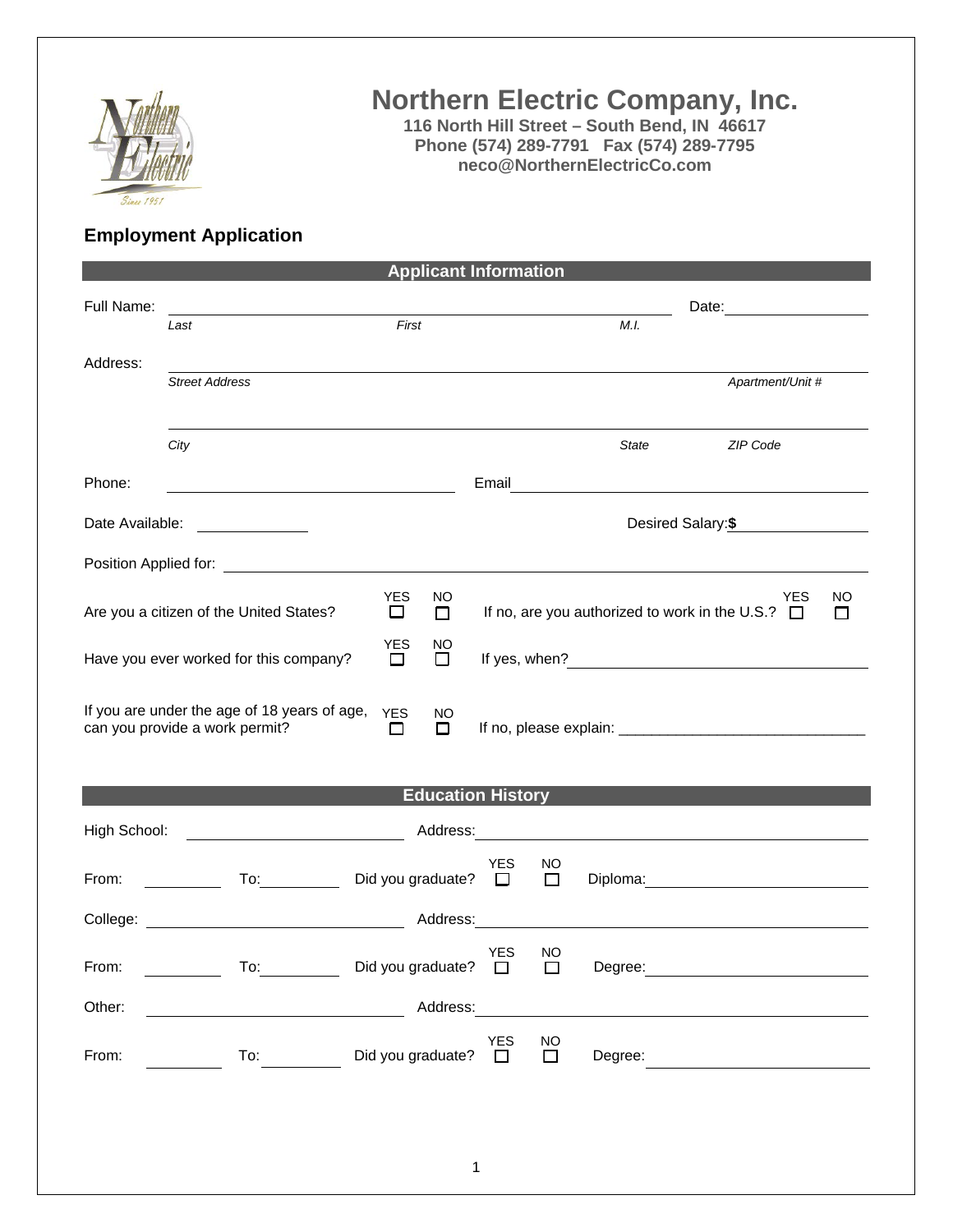# Northern Electric Company, Inc.

**116 North Hill Street – South Bend, IN 46617**
**Phone (574) 289-7791 Fax (574) 289-7795**
**neco@NorthernElectricCo.com**

## Employment Application

### Applicant Information

Full Name: ______________________________________________ Date: ______________

*Last* *First* *M.I.*

Address: ______________________________________________________________

*Street Address* *Apartment/Unit #*

______________________________________________________________

*City* *State* *ZIP Code*

Phone: ______________________ Email ______________________________

Date Available: __________ Desired Salary: **$** ______________

Position Applied for: ______________________________________________

Are you a citizen of the United States? YES ☐ NO ☐ If no, are you authorized to work in the U.S.? YES ☐ NO ☐

Have you ever worked for this company? YES ☐ NO ☐ If yes, when? ______________________

If you are under the age of 18 years of age, can you provide a work permit? YES ☐ NO ☐ If no, please explain: ______________________________

### Education History

High School: ______________________ Address: ______________________________

From: ________ To: ________ Did you graduate? YES ☐ NO ☐ Diploma: ______________________

College: ______________________ Address: ______________________________

From: ________ To: ________ Did you graduate? YES ☐ NO ☐ Degree: ______________________

Other: ______________________ Address: ______________________________

From: ________ To: ________ Did you graduate? YES ☐ NO ☐ Degree: ______________________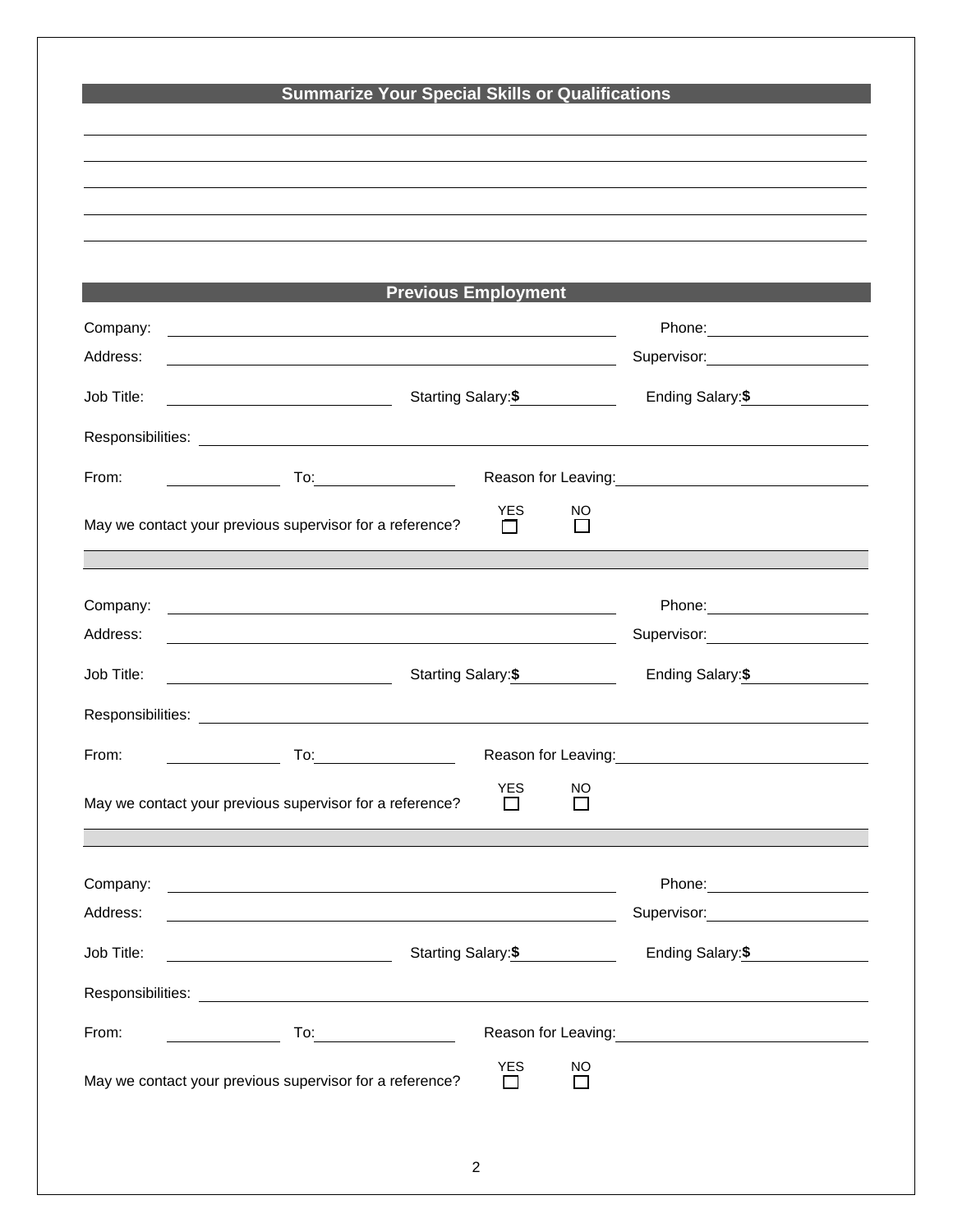## Summarize Your Special Skills or Qualifications

______________________________________________________________________

______________________________________________________________________

______________________________________________________________________

______________________________________________________________________

______________________________________________________________________

## Previous Employment

Company: ______________________________ Phone: ______________

Address: ______________________________ Supervisor: ______________

Job Title: ______________ Starting Salary: $ ________ Ending Salary: $ ________

Responsibilities: ______________________________________________

From: ________ To: ________ Reason for Leaving: ______________________

May we contact your previous supervisor for a reference? YES ☐ NO ☐

---

Company: ______________________________ Phone: ______________

Address: ______________________________ Supervisor: ______________

Job Title: ______________ Starting Salary: $ ________ Ending Salary: $ ________

Responsibilities: ______________________________________________

From: ________ To: ________ Reason for Leaving: ______________________

May we contact your previous supervisor for a reference? YES ☐ NO ☐

---

Company: ______________________________ Phone: ______________

Address: ______________________________ Supervisor: ______________

Job Title: ______________ Starting Salary: $ ________ Ending Salary: $ ________

Responsibilities: ______________________________________________

From: ________ To: ________ Reason for Leaving: ______________________

May we contact your previous supervisor for a reference? YES ☐ NO ☐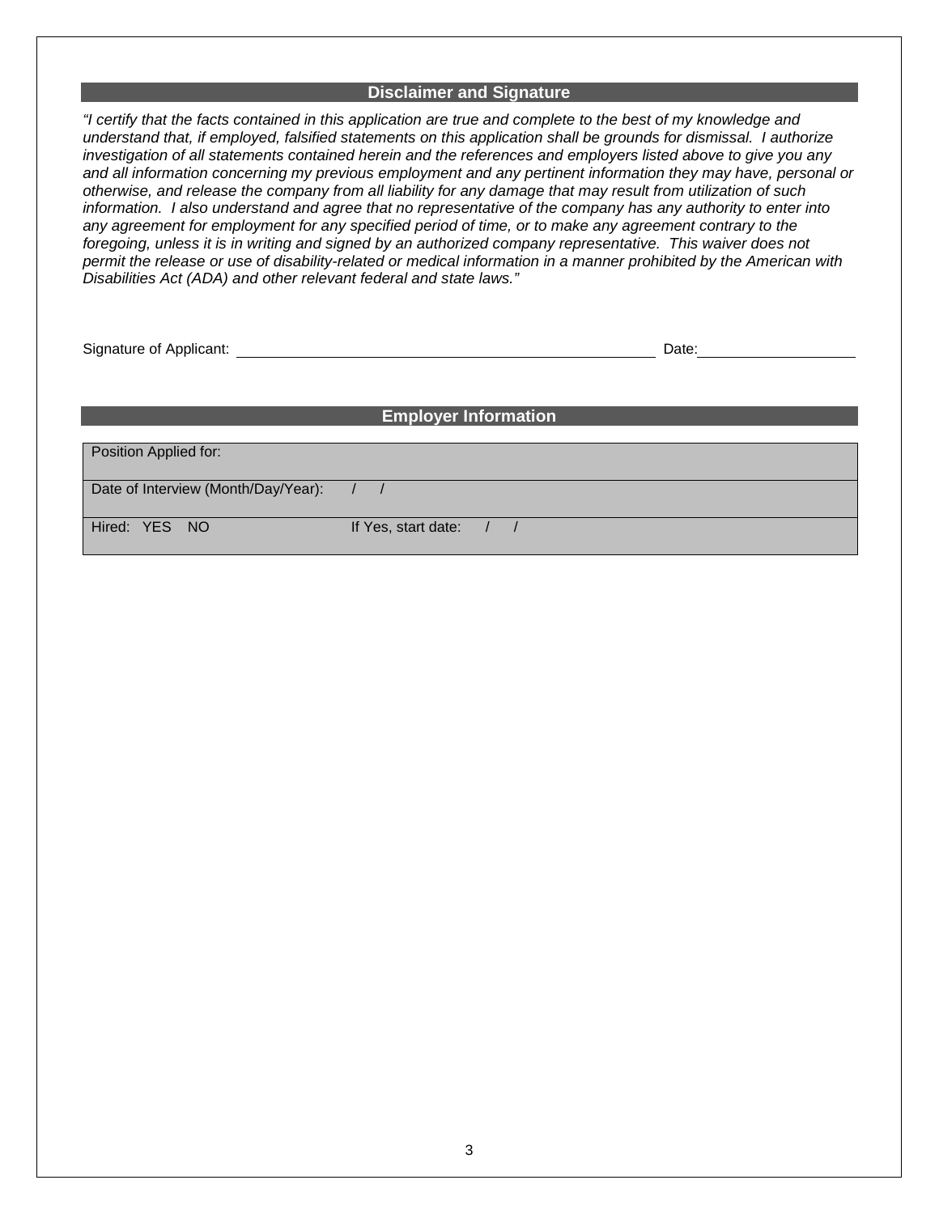## Disclaimer and Signature

*"I certify that the facts contained in this application are true and complete to the best of my knowledge and understand that, if employed, falsified statements on this application shall be grounds for dismissal. I authorize investigation of all statements contained herein and the references and employers listed above to give you any and all information concerning my previous employment and any pertinent information they may have, personal or otherwise, and release the company from all liability for any damage that may result from utilization of such information. I also understand and agree that no representative of the company has any authority to enter into any agreement for employment for any specified period of time, or to make any agreement contrary to the foregoing, unless it is in writing and signed by an authorized company representative. This waiver does not permit the release or use of disability-related or medical information in a manner prohibited by the American with Disabilities Act (ADA) and other relevant federal and state laws."*

Signature of Applicant: ______________________________ Date: ____________

## Employer Information

| | |
|---|---|
| Position Applied for: | |
| Date of Interview (Month/Day/Year): / / | |
| Hired: YES NO | If Yes, start date: / / |